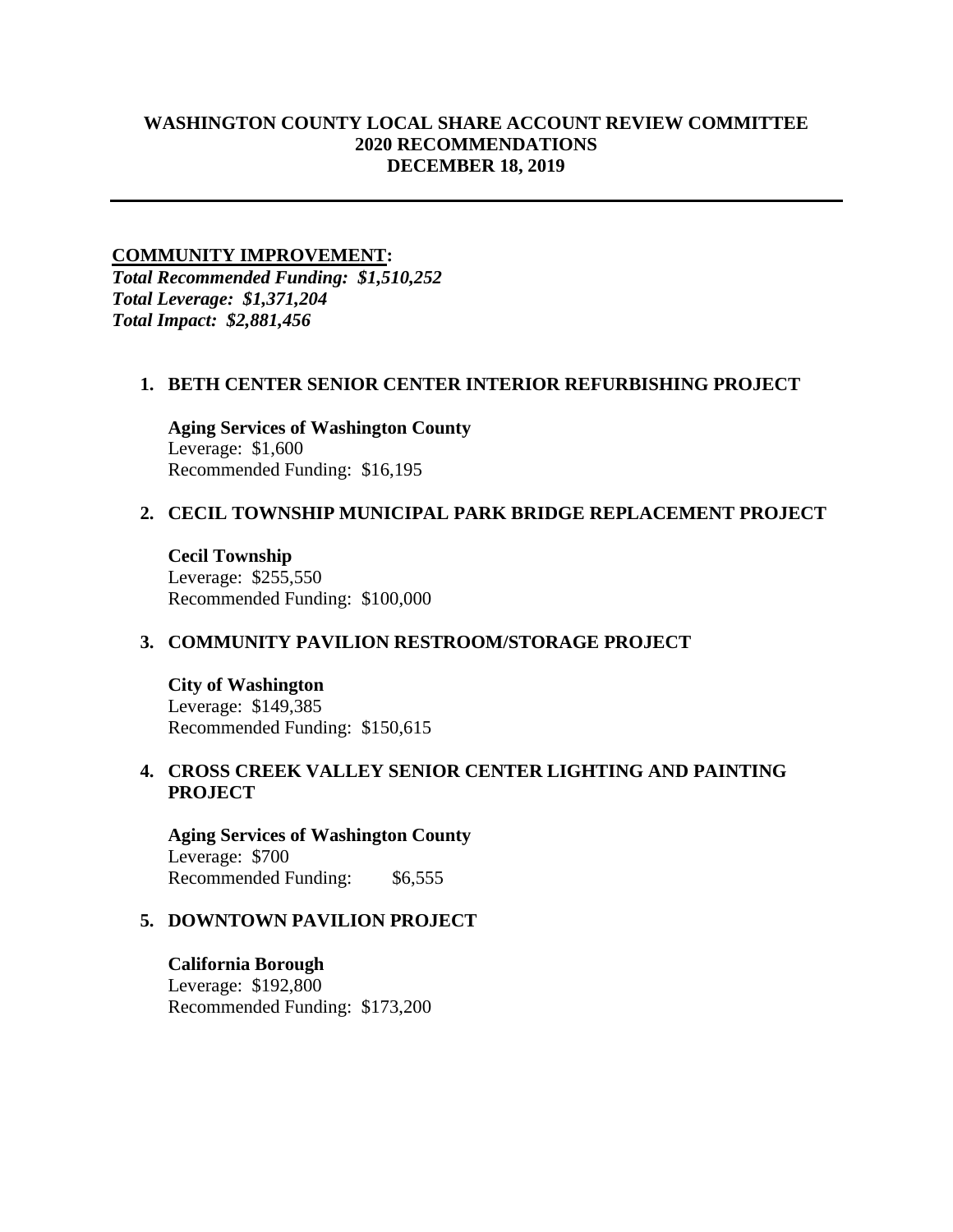# WASHINGTON COUNTY LOCAL SHARE ACCOUNT REVIEW COMMITTEE
## 2020 RECOMMENDATIONS
## DECEMBER 18, 2019

---

**COMMUNITY IMPROVEMENT:**

***Total Recommended Funding: $1,510,252***
***Total Leverage: $1,371,204***
***Total Impact: $2,881,456***

1. **BETH CENTER SENIOR CENTER INTERIOR REFURBISHING PROJECT**

   **Aging Services of Washington County**
   Leverage: $1,600
   Recommended Funding: $16,195

2. **CECIL TOWNSHIP MUNICIPAL PARK BRIDGE REPLACEMENT PROJECT**

   **Cecil Township**
   Leverage: $255,550
   Recommended Funding: $100,000

3. **COMMUNITY PAVILION RESTROOM/STORAGE PROJECT**

   **City of Washington**
   Leverage: $149,385
   Recommended Funding: $150,615

4. **CROSS CREEK VALLEY SENIOR CENTER LIGHTING AND PAINTING PROJECT**

   **Aging Services of Washington County**
   Leverage: $700
   Recommended Funding: $6,555

5. **DOWNTOWN PAVILION PROJECT**

   **California Borough**
   Leverage: $192,800
   Recommended Funding: $173,200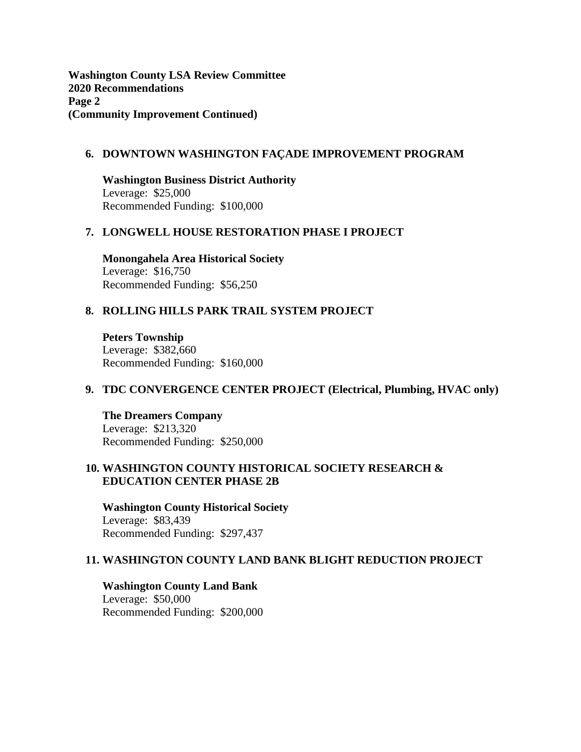**Washington County LSA Review Committee**
**2020 Recommendations**
**Page 2**
**(Community Improvement Continued)**

6. **DOWNTOWN WASHINGTON FAÇADE IMPROVEMENT PROGRAM**

   **Washington Business District Authority**
   Leverage: $25,000
   Recommended Funding: $100,000

7. **LONGWELL HOUSE RESTORATION PHASE I PROJECT**

   **Monongahela Area Historical Society**
   Leverage: $16,750
   Recommended Funding: $56,250

8. **ROLLING HILLS PARK TRAIL SYSTEM PROJECT**

   **Peters Township**
   Leverage: $382,660
   Recommended Funding: $160,000

9. **TDC CONVERGENCE CENTER PROJECT (Electrical, Plumbing, HVAC only)**

   **The Dreamers Company**
   Leverage: $213,320
   Recommended Funding: $250,000

10. **WASHINGTON COUNTY HISTORICAL SOCIETY RESEARCH & EDUCATION CENTER PHASE 2B**

    **Washington County Historical Society**
    Leverage: $83,439
    Recommended Funding: $297,437

11. **WASHINGTON COUNTY LAND BANK BLIGHT REDUCTION PROJECT**

    **Washington County Land Bank**
    Leverage: $50,000
    Recommended Funding: $200,000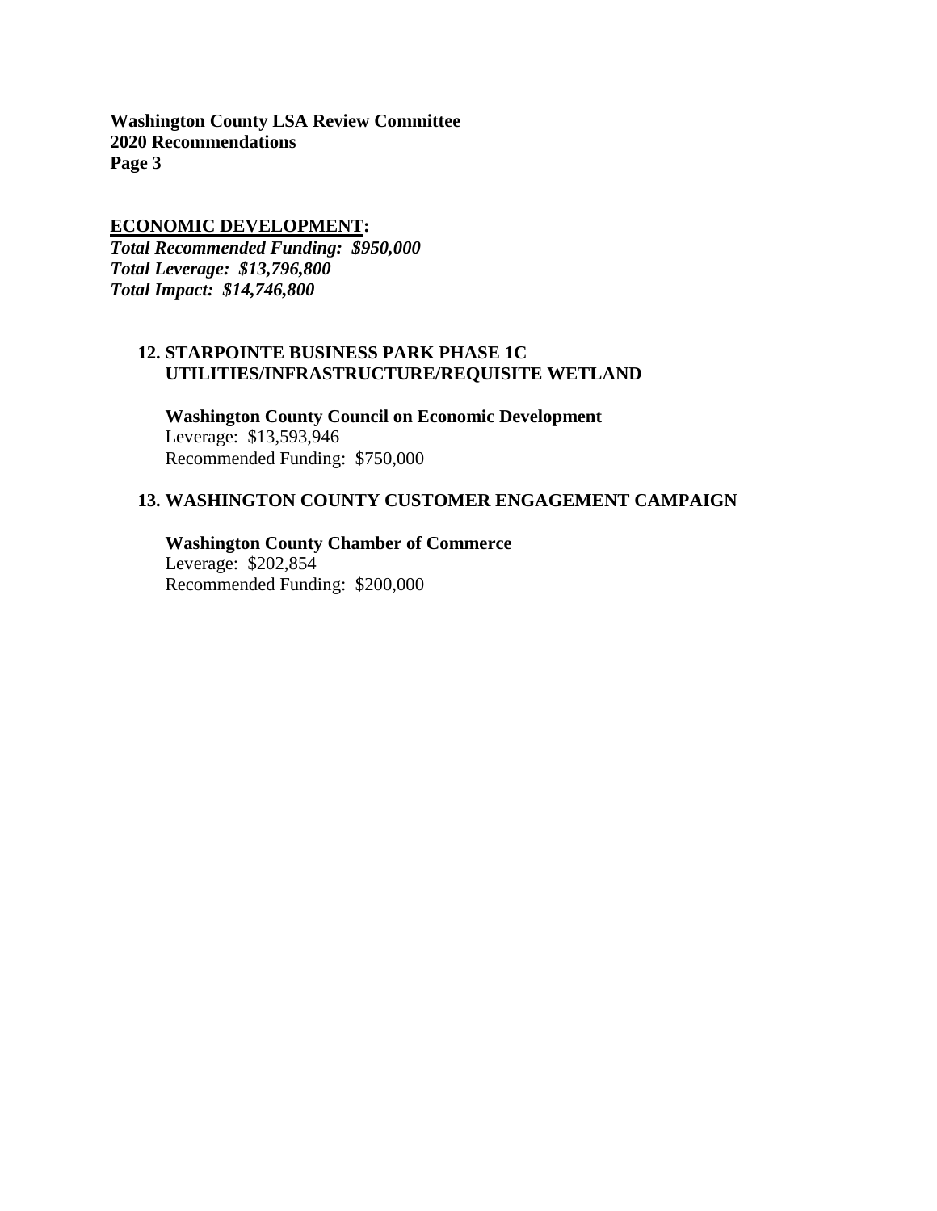## ECONOMIC DEVELOPMENT:

***Total Recommended Funding: $950,000***
***Total Leverage: $13,796,800***
***Total Impact: $14,746,800***

### 12. STARPOINTE BUSINESS PARK PHASE 1C UTILITIES/INFRASTRUCTURE/REQUISITE WETLAND

**Washington County Council on Economic Development**
Leverage: $13,593,946
Recommended Funding: $750,000

### 13. WASHINGTON COUNTY CUSTOMER ENGAGEMENT CAMPAIGN

**Washington County Chamber of Commerce**
Leverage: $202,854
Recommended Funding: $200,000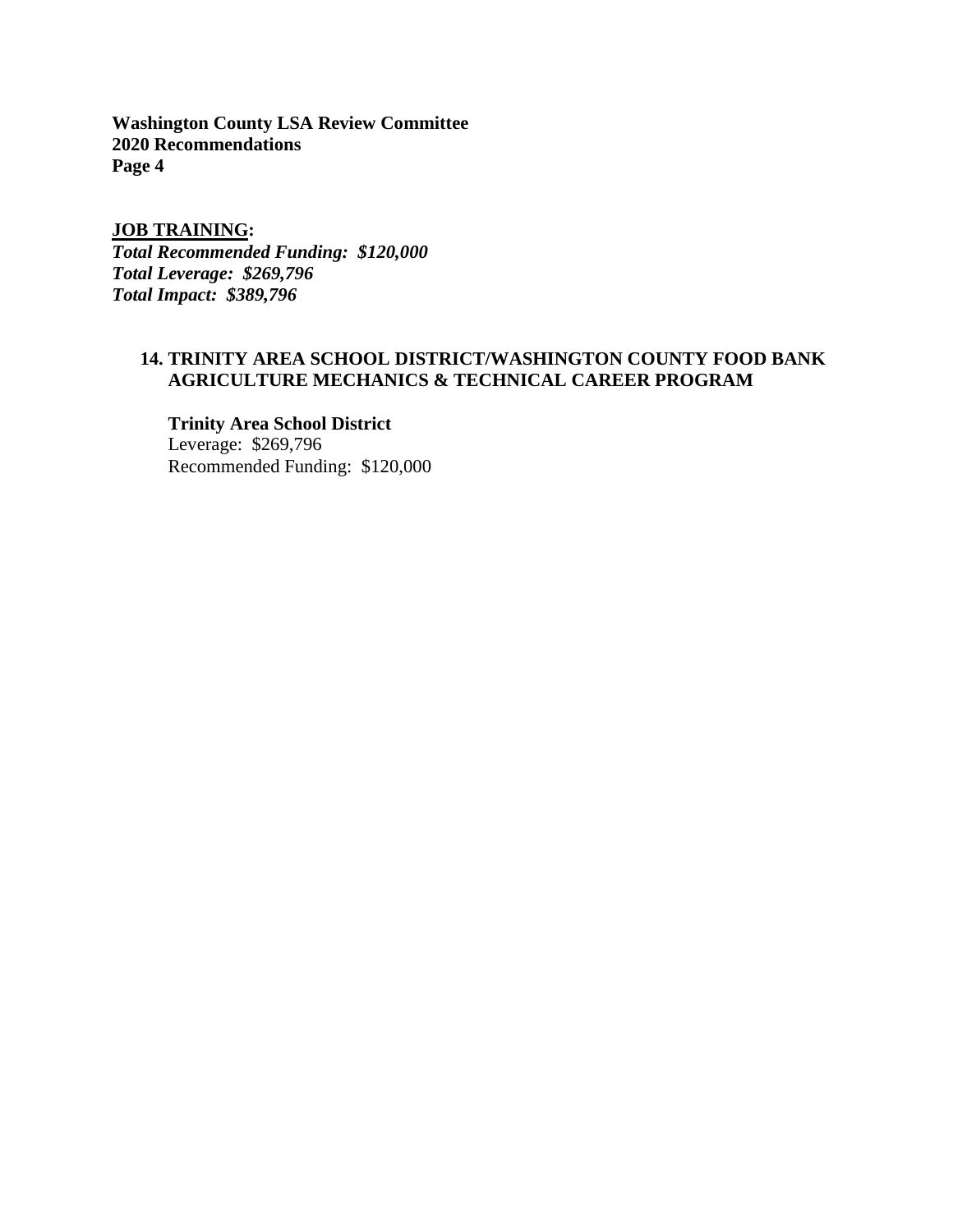**JOB TRAINING:**
***Total Recommended Funding: $120,000***
***Total Leverage: $269,796***
***Total Impact: $389,796***

**14. TRINITY AREA SCHOOL DISTRICT/WASHINGTON COUNTY FOOD BANK AGRICULTURE MECHANICS & TECHNICAL CAREER PROGRAM**

**Trinity Area School District**
Leverage: $269,796
Recommended Funding: $120,000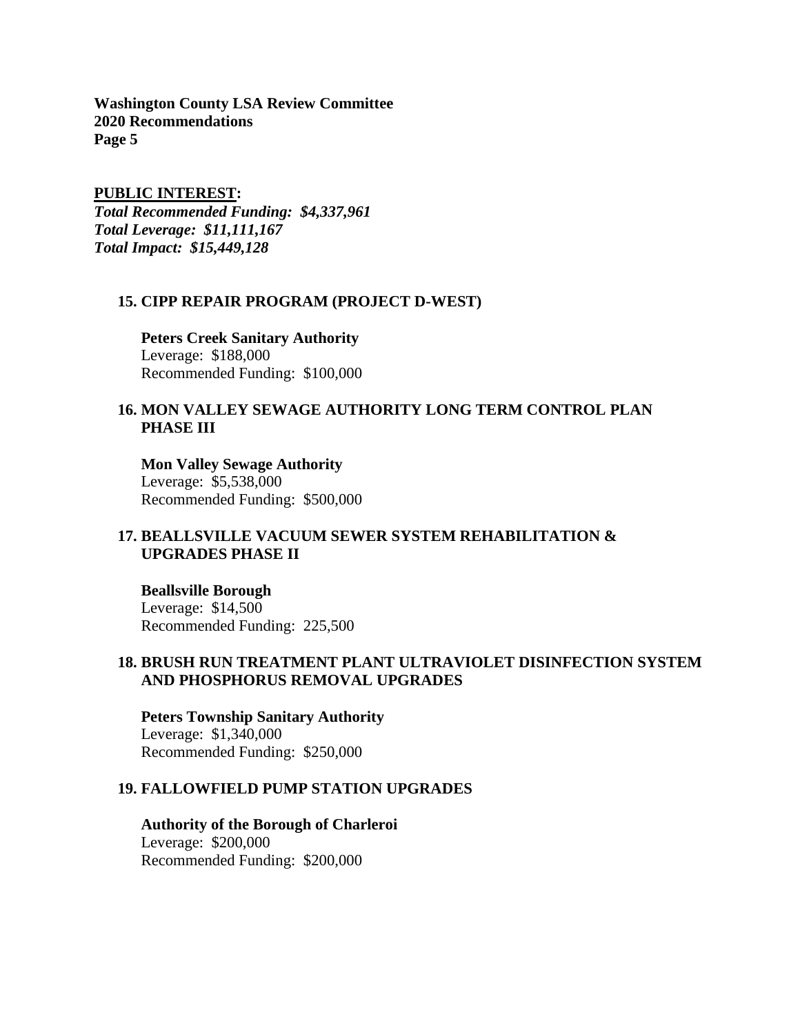## PUBLIC INTEREST:

***Total Recommended Funding: $4,337,961***
***Total Leverage: $11,111,167***
***Total Impact: $15,449,128***

### 15. CIPP REPAIR PROGRAM (PROJECT D-WEST)

**Peters Creek Sanitary Authority**
Leverage: $188,000
Recommended Funding: $100,000

### 16. MON VALLEY SEWAGE AUTHORITY LONG TERM CONTROL PLAN PHASE III

**Mon Valley Sewage Authority**
Leverage: $5,538,000
Recommended Funding: $500,000

### 17. BEALLSVILLE VACUUM SEWER SYSTEM REHABILITATION & UPGRADES PHASE II

**Beallsville Borough**
Leverage: $14,500
Recommended Funding: 225,500

### 18. BRUSH RUN TREATMENT PLANT ULTRAVIOLET DISINFECTION SYSTEM AND PHOSPHORUS REMOVAL UPGRADES

**Peters Township Sanitary Authority**
Leverage: $1,340,000
Recommended Funding: $250,000

### 19. FALLOWFIELD PUMP STATION UPGRADES

**Authority of the Borough of Charleroi**
Leverage: $200,000
Recommended Funding: $200,000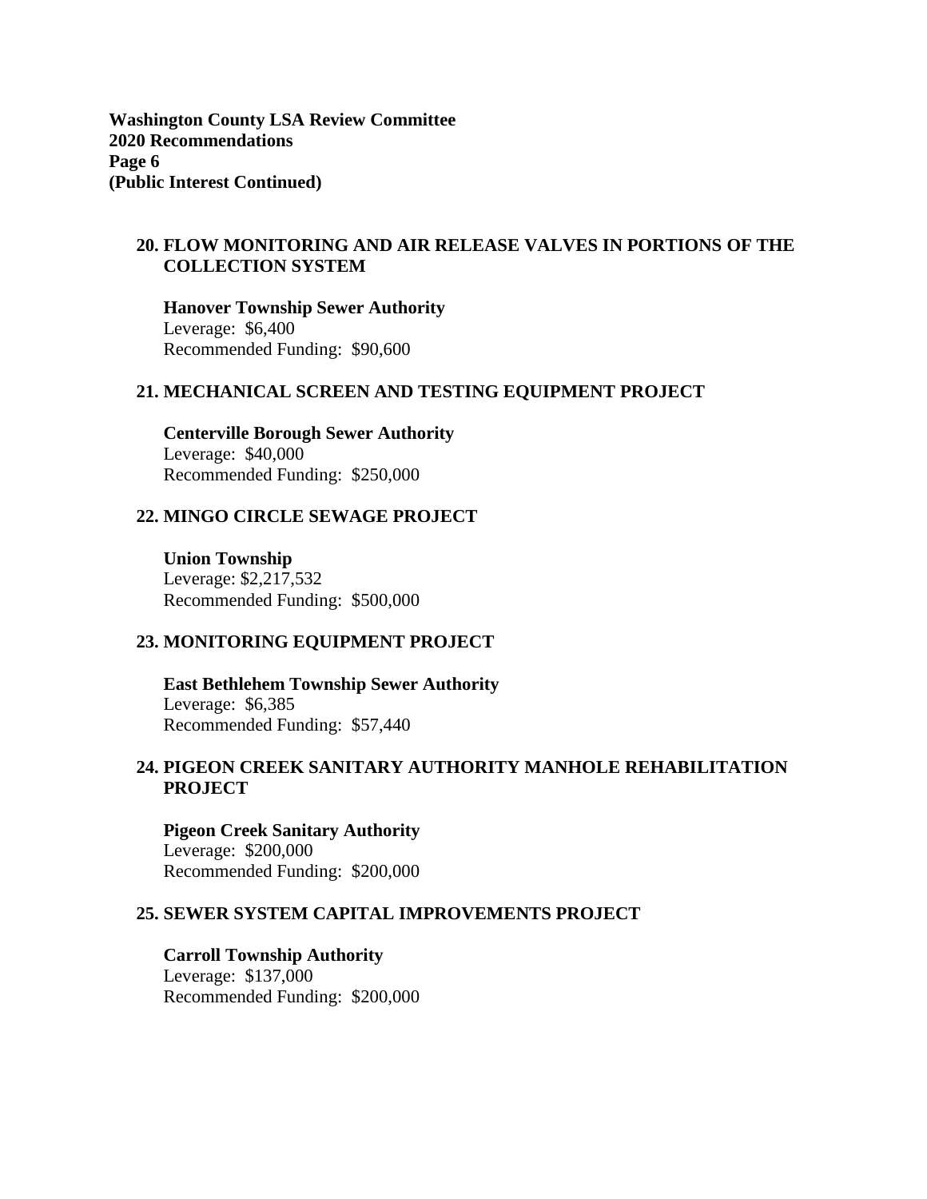**(Public Interest Continued)**

### 20. FLOW MONITORING AND AIR RELEASE VALVES IN PORTIONS OF THE COLLECTION SYSTEM

**Hanover Township Sewer Authority**
Leverage: $6,400
Recommended Funding: $90,600

### 21. MECHANICAL SCREEN AND TESTING EQUIPMENT PROJECT

**Centerville Borough Sewer Authority**
Leverage: $40,000
Recommended Funding: $250,000

### 22. MINGO CIRCLE SEWAGE PROJECT

**Union Township**
Leverage: $2,217,532
Recommended Funding: $500,000

### 23. MONITORING EQUIPMENT PROJECT

**East Bethlehem Township Sewer Authority**
Leverage: $6,385
Recommended Funding: $57,440

### 24. PIGEON CREEK SANITARY AUTHORITY MANHOLE REHABILITATION PROJECT

**Pigeon Creek Sanitary Authority**
Leverage: $200,000
Recommended Funding: $200,000

### 25. SEWER SYSTEM CAPITAL IMPROVEMENTS PROJECT

**Carroll Township Authority**
Leverage: $137,000
Recommended Funding: $200,000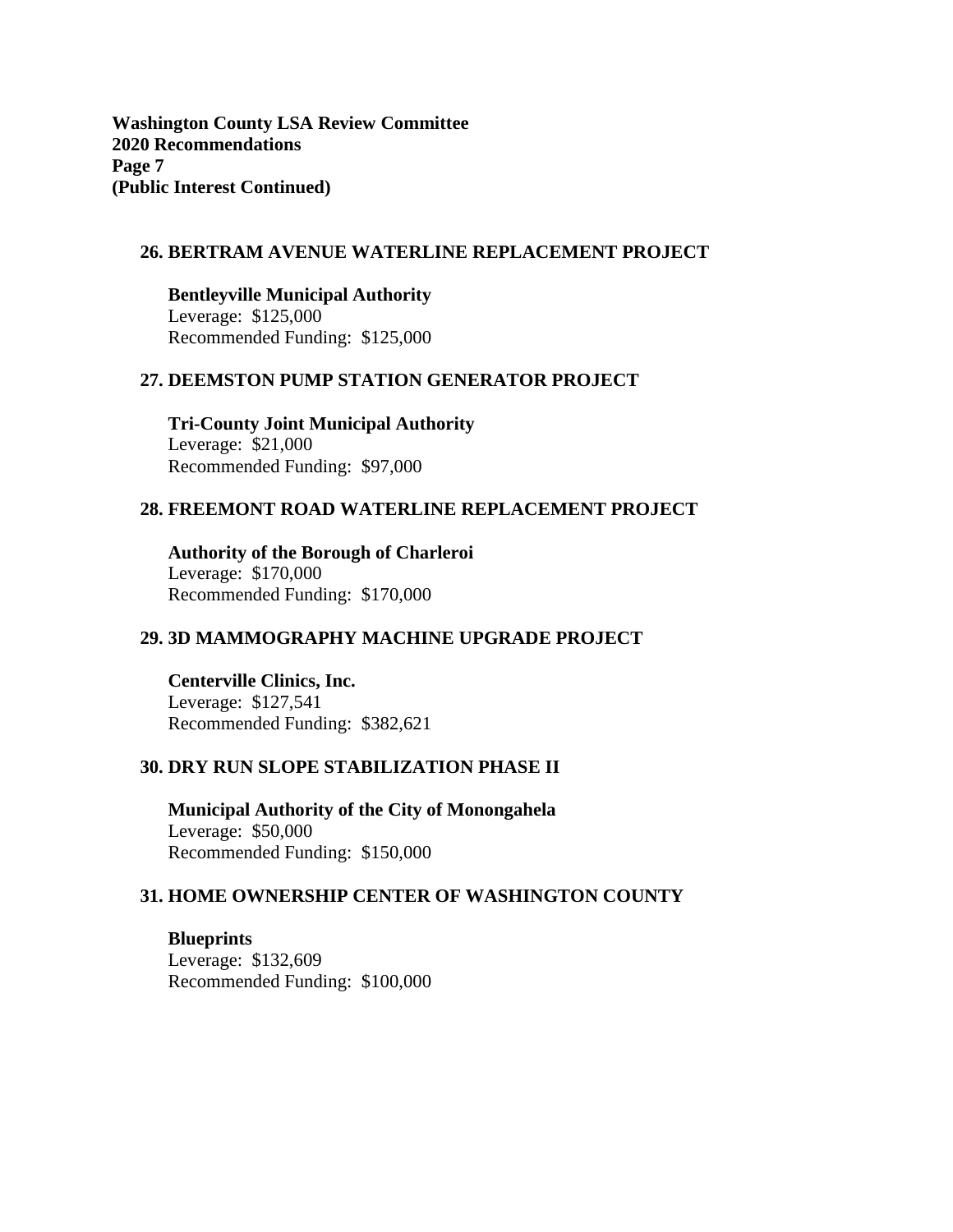**Washington County LSA Review Committee**
**2020 Recommendations**
**Page 7**
**(Public Interest Continued)**

### 26. BERTRAM AVENUE WATERLINE REPLACEMENT PROJECT

**Bentleyville Municipal Authority**
Leverage: $125,000
Recommended Funding: $125,000

### 27. DEEMSTON PUMP STATION GENERATOR PROJECT

**Tri-County Joint Municipal Authority**
Leverage: $21,000
Recommended Funding: $97,000

### 28. FREEMONT ROAD WATERLINE REPLACEMENT PROJECT

**Authority of the Borough of Charleroi**
Leverage: $170,000
Recommended Funding: $170,000

### 29. 3D MAMMOGRAPHY MACHINE UPGRADE PROJECT

**Centerville Clinics, Inc.**
Leverage: $127,541
Recommended Funding: $382,621

### 30. DRY RUN SLOPE STABILIZATION PHASE II

**Municipal Authority of the City of Monongahela**
Leverage: $50,000
Recommended Funding: $150,000

### 31. HOME OWNERSHIP CENTER OF WASHINGTON COUNTY

**Blueprints**
Leverage: $132,609
Recommended Funding: $100,000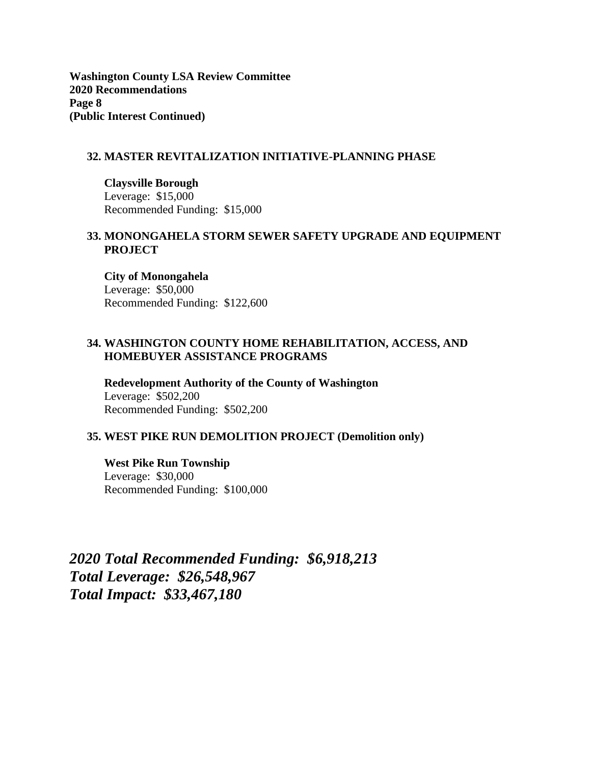**(Public Interest Continued)**

### 32. MASTER REVITALIZATION INITIATIVE-PLANNING PHASE

**Claysville Borough**
Leverage: $15,000
Recommended Funding: $15,000

### 33. MONONGAHELA STORM SEWER SAFETY UPGRADE AND EQUIPMENT PROJECT

**City of Monongahela**
Leverage: $50,000
Recommended Funding: $122,600

### 34. WASHINGTON COUNTY HOME REHABILITATION, ACCESS, AND HOMEBUYER ASSISTANCE PROGRAMS

**Redevelopment Authority of the County of Washington**
Leverage: $502,200
Recommended Funding: $502,200

### 35. WEST PIKE RUN DEMOLITION PROJECT (Demolition only)

**West Pike Run Township**
Leverage: $30,000
Recommended Funding: $100,000

***2020 Total Recommended Funding: $6,918,213***
***Total Leverage: $26,548,967***
***Total Impact: $33,467,180***